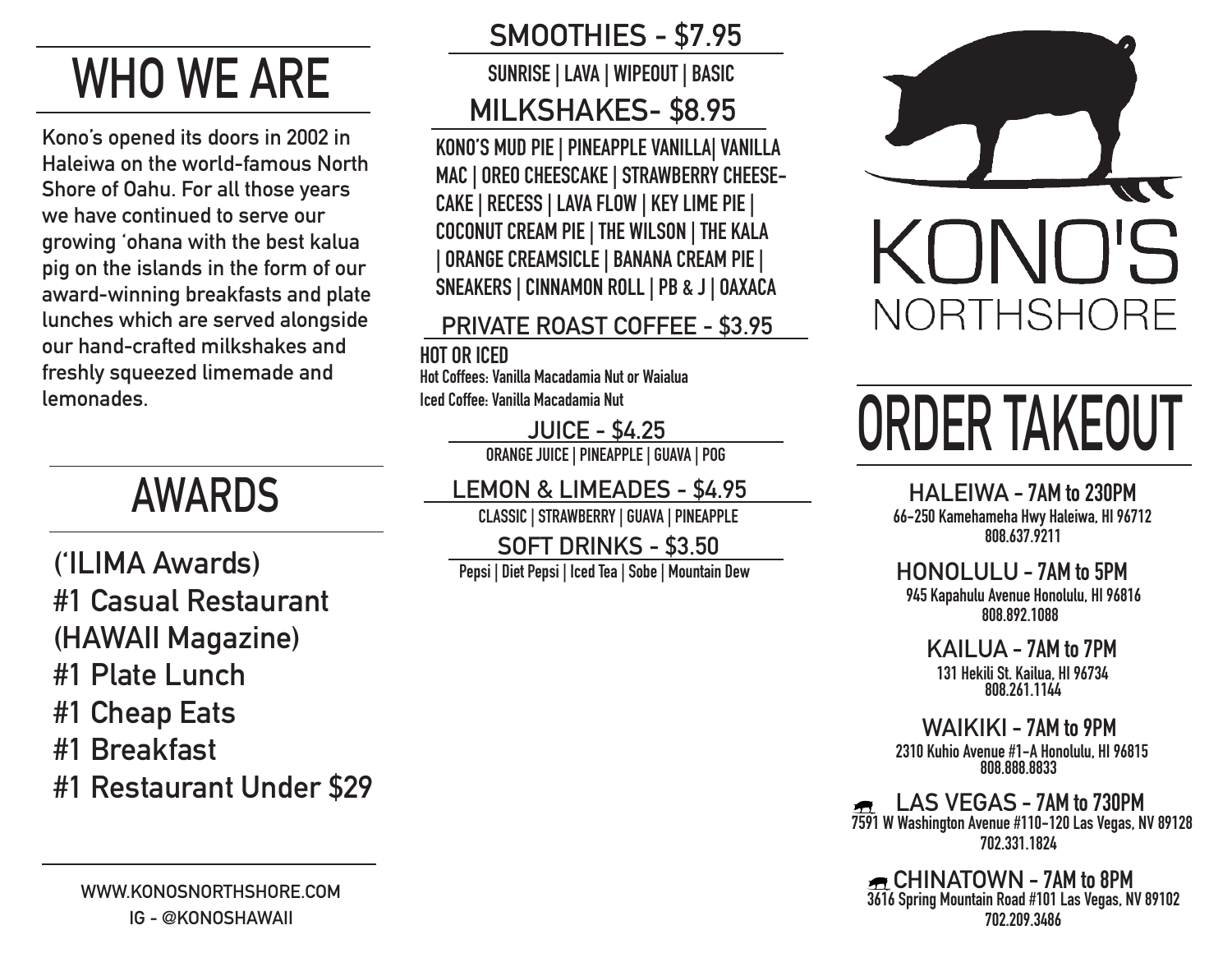# WHO WE ARE

Kono's opened its doors in 2002 in Haleiwa on the world-famous North Shore of Oahu. For all those years we have continued to serve our growing 'ohana with the best kalua pig on the islands in the form of our award-winning breakfasts and plate lunches which are served alongside our hand-crafted milkshakes and freshly squeezed limemade and lemonades.

# AWARDS

('ILIMA Awards)
#1 Casual Restaurant
(HAWAII Magazine)
#1 Plate Lunch
#1 Cheap Eats
#1 Breakfast
#1 Restaurant Under $29

WWW.KONOSNORTHSHORE.COM
IG - @KONOSHAWAII

## SMOOTHIES - $7.95

SUNRISE | LAVA | WIPEOUT | BASIC

## MILKSHAKES- $8.95

KONO'S MUD PIE | PINEAPPLE VANILLA| VANILLA MAC | OREO CHEESCAKE | STRAWBERRY CHEESE-CAKE | RECESS | LAVA FLOW | KEY LIME PIE | COCONUT CREAM PIE | THE WILSON | THE KALA | ORANGE CREAMSICLE | BANANA CREAM PIE | SNEAKERS | CINNAMON ROLL | PB & J | OAXACA

## PRIVATE ROAST COFFEE - $3.95

HOT OR ICED
Hot Coffees: Vanilla Macadamia Nut or Waialua
Iced Coffee: Vanilla Macadamia Nut

## JUICE - $4.25

ORANGE JUICE | PINEAPPLE | GUAVA | POG

## LEMON & LIMEADES - $4.95

CLASSIC | STRAWBERRY | GUAVA | PINEAPPLE

## SOFT DRINKS - $3.50

Pepsi | Diet Pepsi | Iced Tea | Sobe | Mountain Dew

KONO'S NORTHSHORE

# ORDER TAKEOUT

**HALEIWA - 7AM to 230PM**
66-250 Kamehameha Hwy Haleiwa, HI 96712
808.637.9211

**HONOLULU - 7AM to 5PM**
945 Kapahulu Avenue Honolulu, HI 96816
808.892.1088

**KAILUA - 7AM to 7PM**
131 Hekili St. Kailua, HI 96734
808.261.1144

**WAIKIKI - 7AM to 9PM**
2310 Kuhio Avenue #1-A Honolulu, HI 96815
808.888.8833

**LAS VEGAS - 7AM to 730PM**
7591 W Washington Avenue #110-120 Las Vegas, NV 89128
702.331.1824

**CHINATOWN - 7AM to 8PM**
3616 Spring Mountain Road #101 Las Vegas, NV 89102
702.209.3486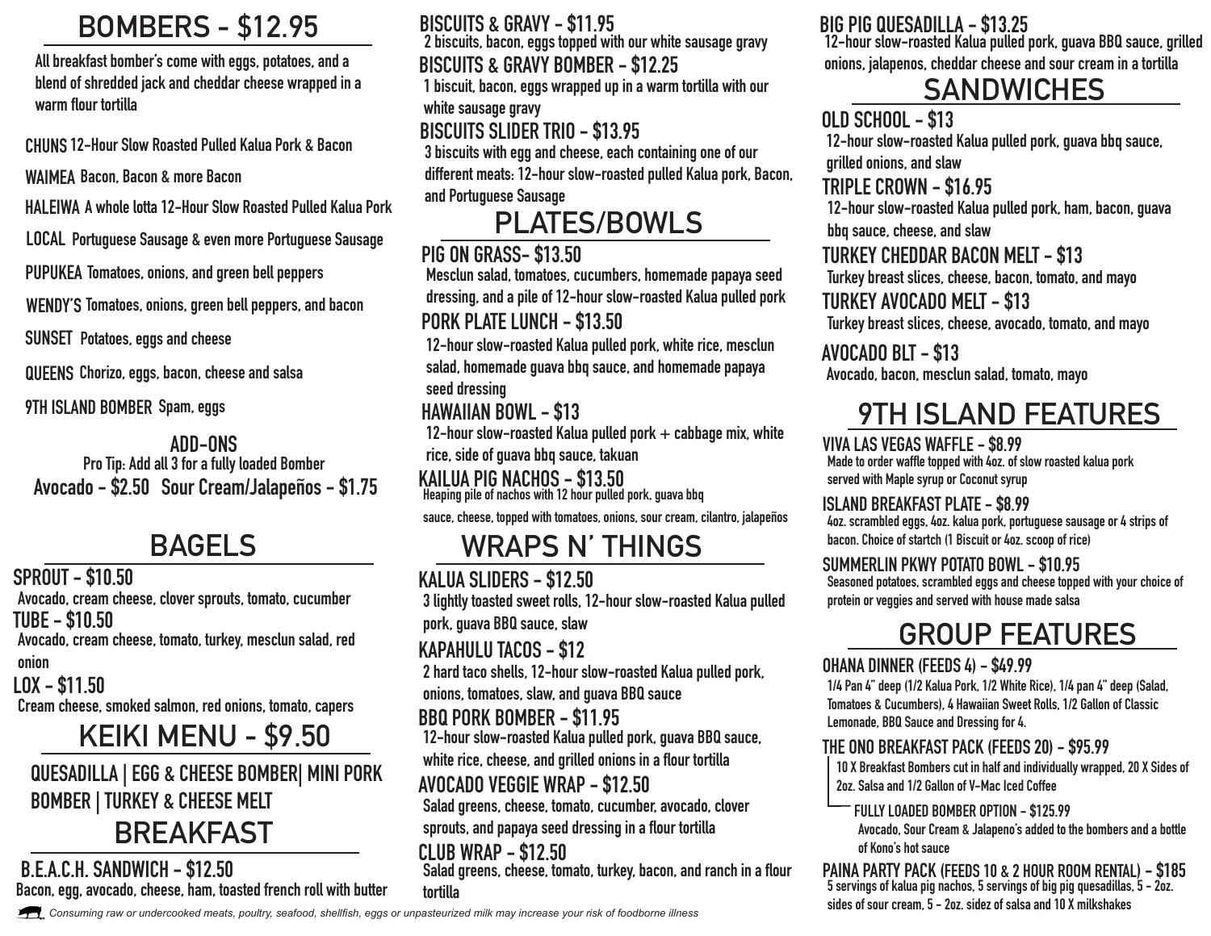## BOMBERS - $12.95

All breakfast bomber's come with eggs, potatoes, and a blend of shredded jack and cheddar cheese wrapped in a warm flour tortilla

**CHUNS** 12-Hour Slow Roasted Pulled Kalua Pork & Bacon

**WAIMEA** Bacon, Bacon & more Bacon

**HALEIWA** A whole lotta 12-Hour Slow Roasted Pulled Kalua Pork

**LOCAL** Portuguese Sausage & even more Portuguese Sausage

**PUPUKEA** Tomatoes, onions, and green bell peppers

**WENDY'S** Tomatoes, onions, green bell peppers, and bacon

**SUNSET** Potatoes, eggs and cheese

**QUEENS** Chorizo, eggs, bacon, cheese and salsa

**9TH ISLAND BOMBER** Spam, eggs

### ADD-ONS

Pro Tip: Add all 3 for a fully loaded Bomber

**Avocado - $2.50 Sour Cream/Jalapeños - $1.75**

## BAGELS

**SPROUT - $10.50**
Avocado, cream cheese, clover sprouts, tomato, cucumber

**TUBE - $10.50**
Avocado, cream cheese, tomato, turkey, mesclun salad, red onion

**LOX - $11.50**
Cream cheese, smoked salmon, red onions, tomato, capers

## KEIKI MENU - $9.50

QUESADILLA | EGG & CHEESE BOMBER| MINI PORK BOMBER | TURKEY & CHEESE MELT

## BREAKFAST

**B.E.A.C.H. SANDWICH - $12.50**
Bacon, egg, avocado, cheese, ham, toasted french roll with butter

**BISCUITS & GRAVY - $11.95**
2 biscuits, bacon, eggs topped with our white sausage gravy

**BISCUITS & GRAVY BOMBER - $12.25**
1 biscuit, bacon, eggs wrapped up in a warm tortilla with our white sausage gravy

**BISCUITS SLIDER TRIO - $13.95**
3 biscuits with egg and cheese, each containing one of our different meats: 12-hour slow-roasted pulled Kalua pork, Bacon, and Portuguese Sausage

## PLATES/BOWLS

**PIG ON GRASS- $13.50**
Mesclun salad, tomatoes, cucumbers, homemade papaya seed dressing, and a pile of 12-hour slow-roasted Kalua pulled pork

**PORK PLATE LUNCH - $13.50**
12-hour slow-roasted Kalua pulled pork, white rice, mesclun salad, homemade guava bbq sauce, and homemade papaya seed dressing

**HAWAIIAN BOWL - $13**
12-hour slow-roasted Kalua pulled pork + cabbage mix, white rice, side of guava bbq sauce, takuan

**KAILUA PIG NACHOS - $13.50**
Heaping pile of nachos with 12 hour pulled pork, guava bbq sauce, cheese, topped with tomatoes, onions, sour cream, cilantro, jalapeños

## WRAPS N' THINGS

**KALUA SLIDERS - $12.50**
3 lightly toasted sweet rolls, 12-hour slow-roasted Kalua pulled pork, guava BBQ sauce, slaw

**KAPAHULU TACOS - $12**
2 hard taco shells, 12-hour slow-roasted Kalua pulled pork, onions, tomatoes, slaw, and guava BBQ sauce

**BBQ PORK BOMBER - $11.95**
12-hour slow-roasted Kalua pulled pork, guava BBQ sauce, white rice, cheese, and grilled onions in a flour tortilla

**AVOCADO VEGGIE WRAP - $12.50**
Salad greens, cheese, tomato, cucumber, avocado, clover sprouts, and papaya seed dressing in a flour tortilla

**CLUB WRAP - $12.50**
Salad greens, cheese, tomato, turkey, bacon, and ranch in a flour tortilla

**BIG PIG QUESADILLA - $13.25**
12-hour slow-roasted Kalua pulled pork, guava BBQ sauce, grilled onions, jalapenos, cheddar cheese and sour cream in a tortilla

## SANDWICHES

**OLD SCHOOL - $13**
12-hour slow-roasted Kalua pulled pork, guava bbq sauce, grilled onions, and slaw

**TRIPLE CROWN - $16.95**
12-hour slow-roasted Kalua pulled pork, ham, bacon, guava bbq sauce, cheese, and slaw

**TURKEY CHEDDAR BACON MELT - $13**
Turkey breast slices, cheese, bacon, tomato, and mayo

**TURKEY AVOCADO MELT - $13**
Turkey breast slices, cheese, avocado, tomato, and mayo

**AVOCADO BLT - $13**
Avocado, bacon, mesclun salad, tomato, mayo

## 9TH ISLAND FEATURES

**VIVA LAS VEGAS WAFFLE - $8.99**
Made to order waffle topped with 4oz. of slow roasted kalua pork served with Maple syrup or Coconut syrup

**ISLAND BREAKFAST PLATE - $8.99**
4oz. scrambled eggs, 4oz. kalua pork, portuguese sausage or 4 strips of bacon. Choice of startch (1 Biscuit or 4oz. scoop of rice)

**SUMMERLIN PKWY POTATO BOWL - $10.95**
Seasoned potatoes, scrambled eggs and cheese topped with your choice of protein or veggies and served with house made salsa

## GROUP FEATURES

**OHANA DINNER (FEEDS 4) - $49.99**
1/4 Pan 4" deep (1/2 Kalua Pork, 1/2 White Rice), 1/4 pan 4" deep (Salad, Tomatoes & Cucumbers), 4 Hawaiian Sweet Rolls, 1/2 Gallon of Classic Lemonade, BBQ Sauce and Dressing for 4.

**THE ONO BREAKFAST PACK (FEEDS 20) - $95.99**
10 X Breakfast Bombers cut in half and individually wrapped, 20 X Sides of 2oz. Salsa and 1/2 Gallon of V-Mac Iced Coffee

- **FULLY LOADED BOMBER OPTION - $125.99**
  Avocado, Sour Cream & Jalapeno's added to the bombers and a bottle of Kono's hot sauce

**PAINA PARTY PACK (FEEDS 10 & 2 HOUR ROOM RENTAL) - $185**
5 servings of kalua pig nachos, 5 servings of big pig quesadillas, 5 - 2oz. sides of sour cream, 5 - 2oz. sidez of salsa and 10 X milkshakes

*Consuming raw or undercooked meats, poultry, seafood, shellfish, eggs or unpasteurized milk may increase your risk of foodborne illness*